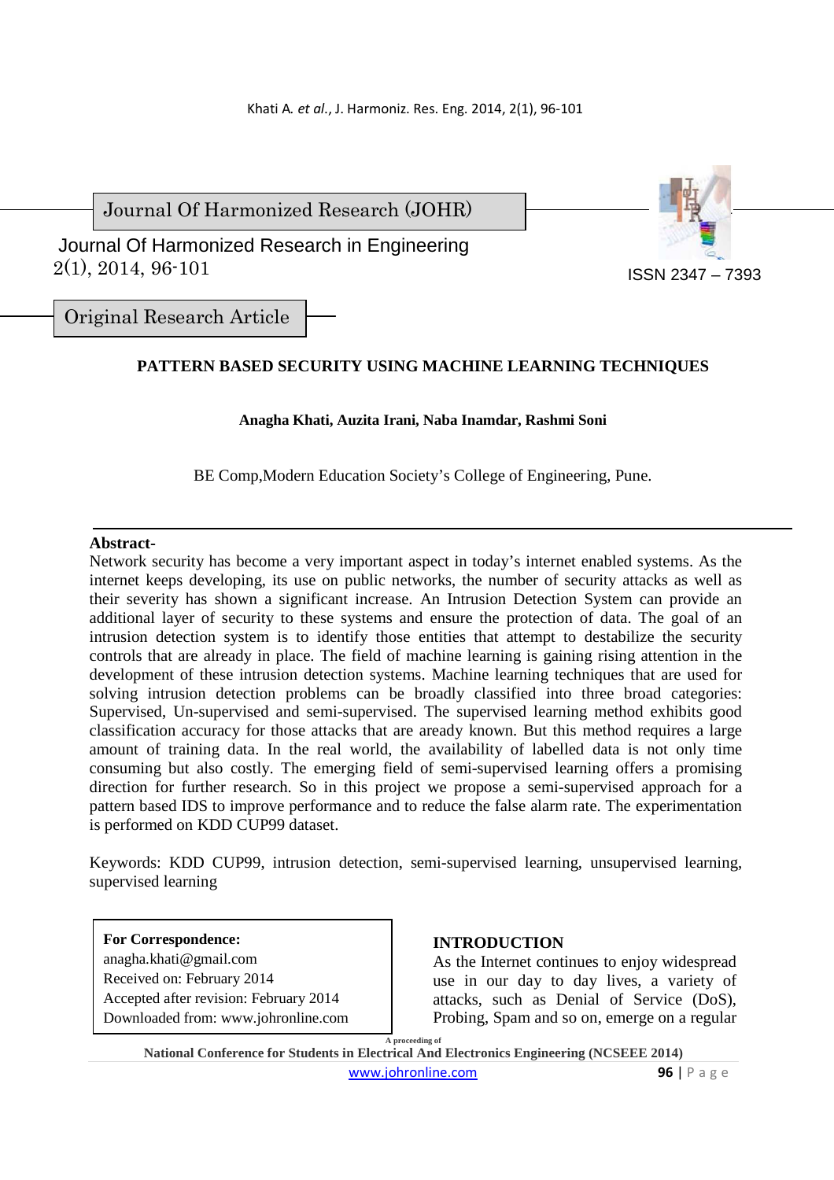Journal Of Harmonized Research (JOHR)

Journal Of Harmonized Research in Engineering
2(1), 2014, 96-101

ISSN 2347 – 7393

Original Research Article

# PATTERN BASED SECURITY USING MACHINE LEARNING TECHNIQUES

**Anagha Khati, Auzita Irani, Naba Inamdar, Rashmi Soni**

BE Comp,Modern Education Society's College of Engineering, Pune.

**Abstract-**
Network security has become a very important aspect in today's internet enabled systems. As the internet keeps developing, its use on public networks, the number of security attacks as well as their severity has shown a significant increase. An Intrusion Detection System can provide an additional layer of security to these systems and ensure the protection of data. The goal of an intrusion detection system is to identify those entities that attempt to destabilize the security controls that are already in place. The field of machine learning is gaining rising attention in the development of these intrusion detection systems. Machine learning techniques that are used for solving intrusion detection problems can be broadly classified into three broad categories: Supervised, Un-supervised and semi-supervised. The supervised learning method exhibits good classification accuracy for those attacks that are aready known. But this method requires a large amount of training data. In the real world, the availability of labelled data is not only time consuming but also costly. The emerging field of semi-supervised learning offers a promising direction for further research. So in this project we propose a semi-supervised approach for a pattern based IDS to improve performance and to reduce the false alarm rate. The experimentation is performed on KDD CUP99 dataset.

Keywords: KDD CUP99, intrusion detection, semi-supervised learning, unsupervised learning, supervised learning

**For Correspondence:**
anagha.khati@gmail.com
Received on: February 2014
Accepted after revision: February 2014
Downloaded from: www.johronline.com

## INTRODUCTION

As the Internet continues to enjoy widespread use in our day to day lives, a variety of attacks, such as Denial of Service (DoS), Probing, Spam and so on, emerge on a regular

A proceeding of
National Conference for Students in Electrical And Electronics Engineering (NCSEEE 2014)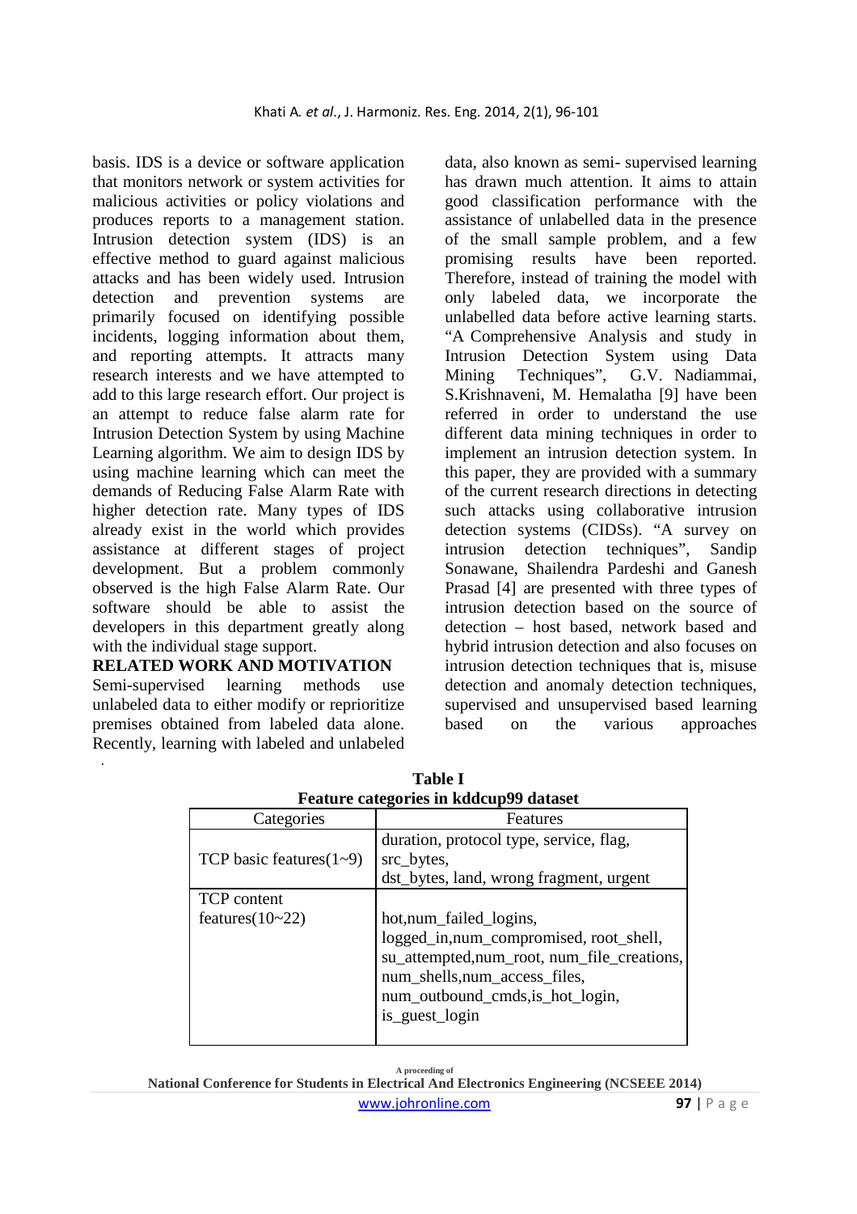basis. IDS is a device or software application that monitors network or system activities for malicious activities or policy violations and produces reports to a management station. Intrusion detection system (IDS) is an effective method to guard against malicious attacks and has been widely used. Intrusion detection and prevention systems are primarily focused on identifying possible incidents, logging information about them, and reporting attempts. It attracts many research interests and we have attempted to add to this large research effort. Our project is an attempt to reduce false alarm rate for Intrusion Detection System by using Machine Learning algorithm. We aim to design IDS by using machine learning which can meet the demands of Reducing False Alarm Rate with higher detection rate. Many types of IDS already exist in the world which provides assistance at different stages of project development. But a problem commonly observed is the high False Alarm Rate. Our software should be able to assist the developers in this department greatly along with the individual stage support.

**RELATED WORK AND MOTIVATION**

Semi-supervised learning methods use unlabeled data to either modify or reprioritize premises obtained from labeled data alone. Recently, learning with labeled and unlabeled data, also known as semi- supervised learning has drawn much attention. It aims to attain good classification performance with the assistance of unlabelled data in the presence of the small sample problem, and a few promising results have been reported. Therefore, instead of training the model with only labeled data, we incorporate the unlabelled data before active learning starts. "A Comprehensive Analysis and study in Intrusion Detection System using Data Mining Techniques", G.V. Nadiammai, S.Krishnaveni, M. Hemalatha [9] have been referred in order to understand the use different data mining techniques in order to implement an intrusion detection system. In this paper, they are provided with a summary of the current research directions in detecting such attacks using collaborative intrusion detection systems (CIDSs). "A survey on intrusion detection techniques", Sandip Sonawane, Shailendra Pardeshi and Ganesh Prasad [4] are presented with three types of intrusion detection based on the source of detection – host based, network based and hybrid intrusion detection and also focuses on intrusion detection techniques that is, misuse detection and anomaly detection techniques, supervised and unsupervised based learning based on the various approaches

**Table I**
**Feature categories in kddcup99 dataset**

| Categories | Features |
|---|---|
| TCP basic features(1~9) | duration, protocol type, service, flag, src_bytes, dst_bytes, land, wrong fragment, urgent |
| TCP content features(10~22) | hot,num_failed_logins, logged_in,num_compromised, root_shell, su_attempted,num_root, num_file_creations, num_shells,num_access_files, num_outbound_cmds,is_hot_login, is_guest_login |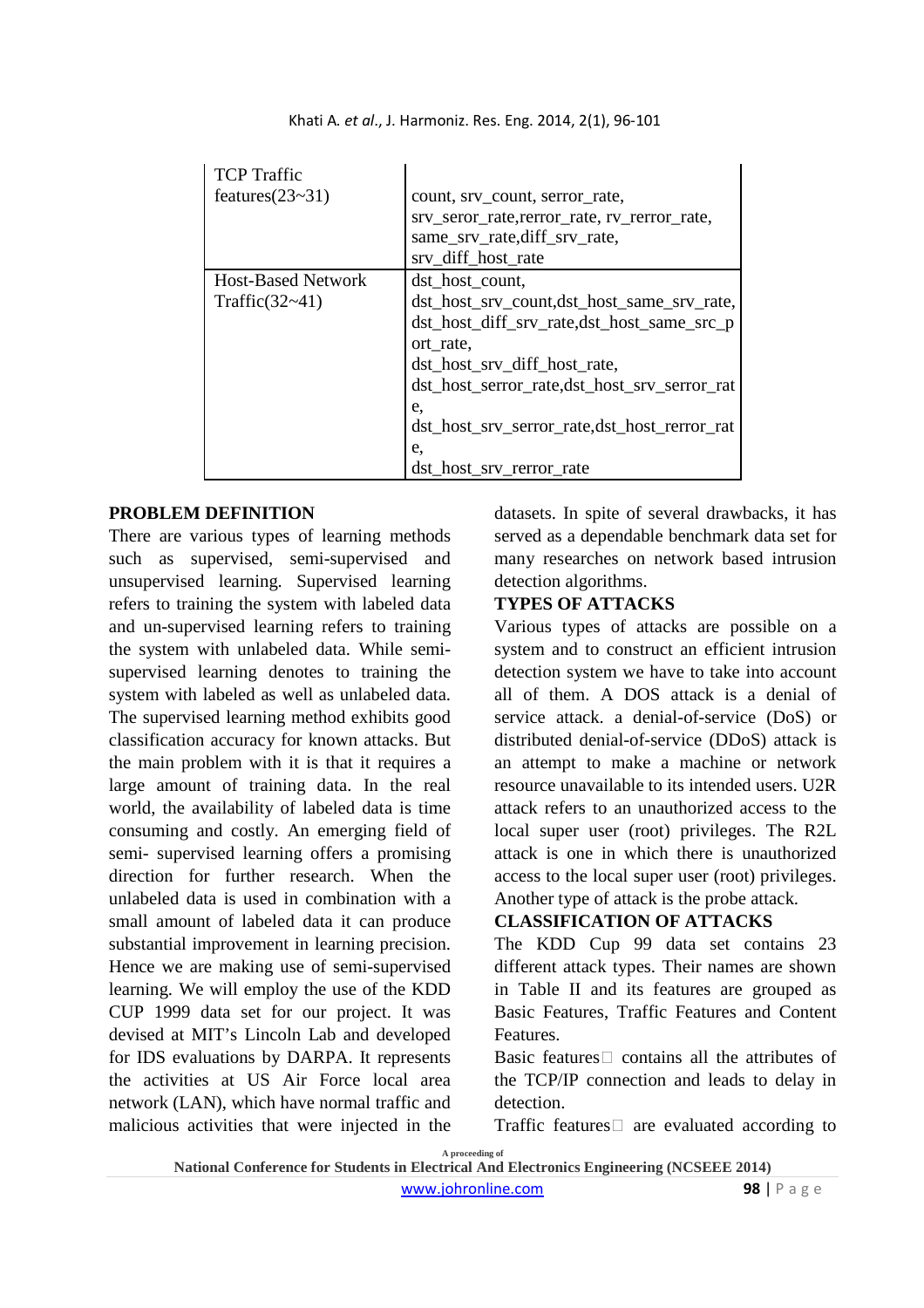| | |
|---|---|
| TCP Traffic features(23~31) | count, srv_count, serror_rate, srv_seror_rate,rerror_rate, rv_rerror_rate, same_srv_rate,diff_srv_rate, srv_diff_host_rate |
| Host-Based Network Traffic(32~41) | dst_host_count, dst_host_srv_count,dst_host_same_srv_rate, dst_host_diff_srv_rate,dst_host_same_src_port_rate, dst_host_srv_diff_host_rate, dst_host_serror_rate,dst_host_srv_serror_rate, dst_host_srv_serror_rate,dst_host_rerror_rate, dst_host_srv_rerror_rate |

**PROBLEM DEFINITION**

There are various types of learning methods such as supervised, semi-supervised and unsupervised learning. Supervised learning refers to training the system with labeled data and un-supervised learning refers to training the system with unlabeled data. While semi-supervised learning denotes to training the system with labeled as well as unlabeled data. The supervised learning method exhibits good classification accuracy for known attacks. But the main problem with it is that it requires a large amount of training data. In the real world, the availability of labeled data is time consuming and costly. An emerging field of semi- supervised learning offers a promising direction for further research. When the unlabeled data is used in combination with a small amount of labeled data it can produce substantial improvement in learning precision. Hence we are making use of semi-supervised learning. We will employ the use of the KDD CUP 1999 data set for our project. It was devised at MIT's Lincoln Lab and developed for IDS evaluations by DARPA. It represents the activities at US Air Force local area network (LAN), which have normal traffic and malicious activities that were injected in the datasets. In spite of several drawbacks, it has served as a dependable benchmark data set for many researches on network based intrusion detection algorithms.

**TYPES OF ATTACKS**

Various types of attacks are possible on a system and to construct an efficient intrusion detection system we have to take into account all of them. A DOS attack is a denial of service attack. a denial-of-service (DoS) or distributed denial-of-service (DDoS) attack is an attempt to make a machine or network resource unavailable to its intended users. U2R attack refers to an unauthorized access to the local super user (root) privileges. The R2L attack is one in which there is unauthorized access to the local super user (root) privileges. Another type of attack is the probe attack.

**CLASSIFICATION OF ATTACKS**

The KDD Cup 99 data set contains 23 different attack types. Their names are shown in Table II and its features are grouped as Basic Features, Traffic Features and Content Features.

Basic features contains all the attributes of the TCP/IP connection and leads to delay in detection.

Traffic features are evaluated according to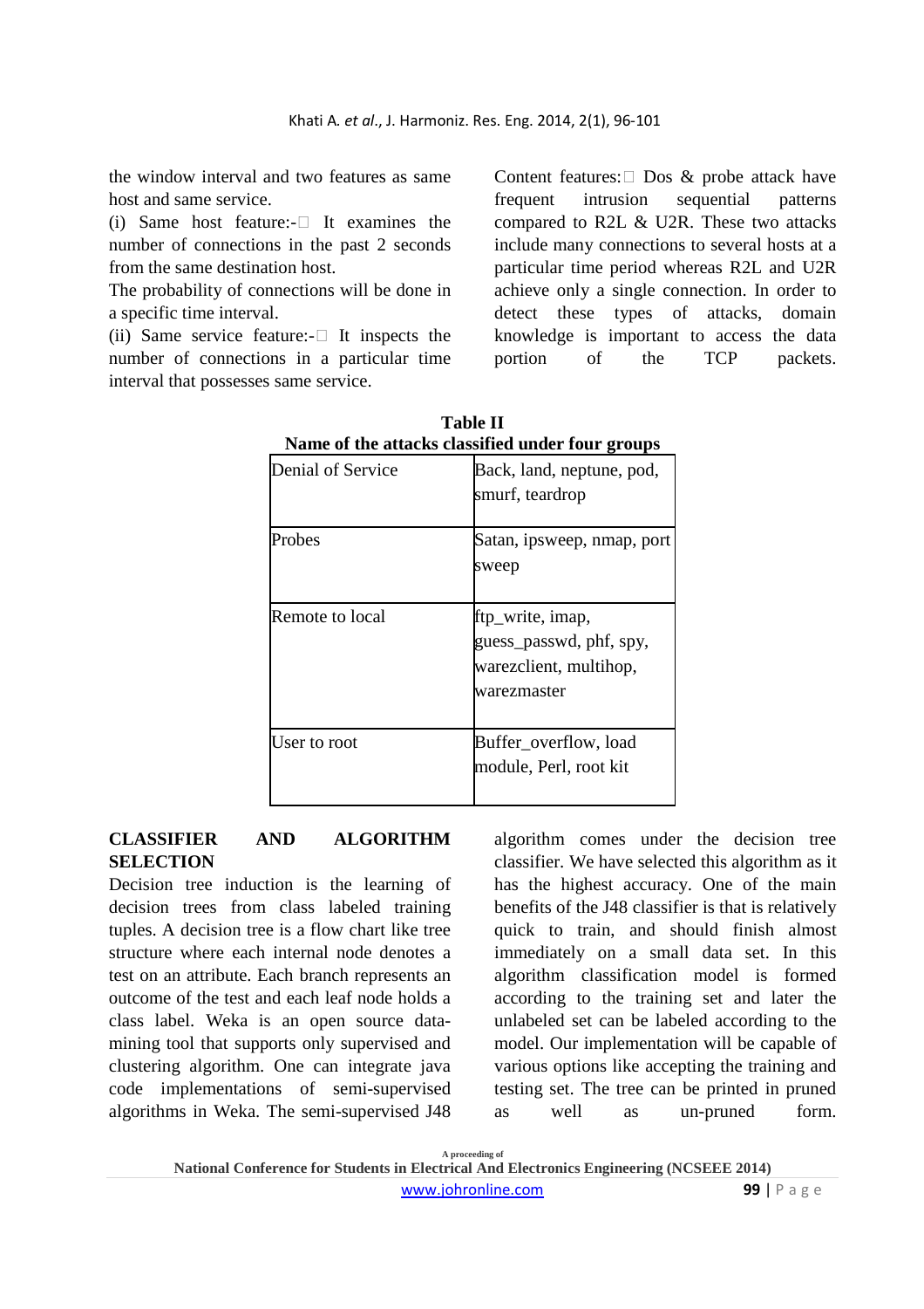the window interval and two features as same host and same service.

(i) Same host feature:- It examines the number of connections in the past 2 seconds from the same destination host.

The probability of connections will be done in a specific time interval.

(ii) Same service feature:- It inspects the number of connections in a particular time interval that possesses same service.

Content features: Dos & probe attack have frequent intrusion sequential patterns compared to R2L & U2R. These two attacks include many connections to several hosts at a particular time period whereas R2L and U2R achieve only a single connection. In order to detect these types of attacks, domain knowledge is important to access the data portion of the TCP packets.

**Table II**
**Name of the attacks classified under four groups**

| | |
|---|---|
| Denial of Service | Back, land, neptune, pod, smurf, teardrop |
| Probes | Satan, ipsweep, nmap, port sweep |
| Remote to local | ftp_write, imap, guess_passwd, phf, spy, warezclient, multihop, warezmaster |
| User to root | Buffer_overflow, load module, Perl, root kit |

## CLASSIFIER AND ALGORITHM SELECTION

Decision tree induction is the learning of decision trees from class labeled training tuples. A decision tree is a flow chart like tree structure where each internal node denotes a test on an attribute. Each branch represents an outcome of the test and each leaf node holds a class label. Weka is an open source data-mining tool that supports only supervised and clustering algorithm. One can integrate java code implementations of semi-supervised algorithms in Weka. The semi-supervised J48 algorithm comes under the decision tree classifier. We have selected this algorithm as it has the highest accuracy. One of the main benefits of the J48 classifier is that is relatively quick to train, and should finish almost immediately on a small data set. In this algorithm classification model is formed according to the training set and later the unlabeled set can be labeled according to the model. Our implementation will be capable of various options like accepting the training and testing set. The tree can be printed in pruned as well as un-pruned form.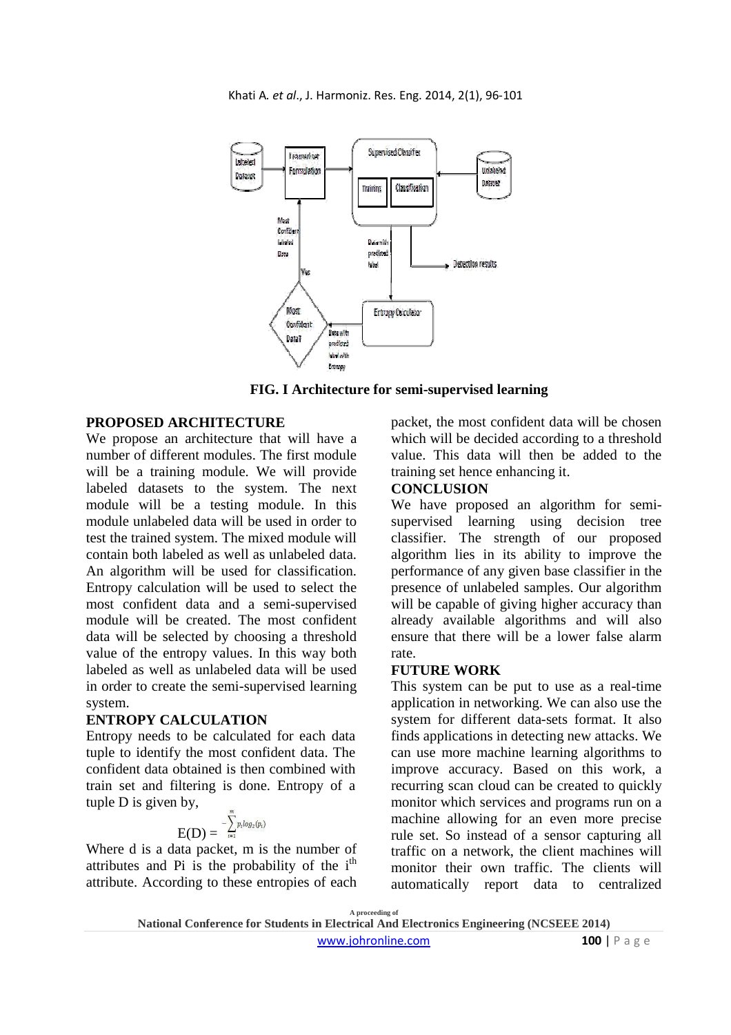FIG. I Architecture for semi-supervised learning

## PROPOSED ARCHITECTURE

We propose an architecture that will have a number of different modules. The first module will be a training module. We will provide labeled datasets to the system. The next module will be a testing module. In this module unlabeled data will be used in order to test the trained system. The mixed module will contain both labeled as well as unlabeled data. An algorithm will be used for classification. Entropy calculation will be used to select the most confident data and a semi-supervised module will be created. The most confident data will be selected by choosing a threshold value of the entropy values. In this way both labeled as well as unlabeled data will be used in order to create the semi-supervised learning system.

## ENTROPY CALCULATION

Entropy needs to be calculated for each data tuple to identify the most confident data. The confident data obtained is then combined with train set and filtering is done. Entropy of a tuple D is given by,

$$E(D) = -\sum_{i=1}^{m} p_i \log_2(p_i)$$

Where d is a data packet, m is the number of attributes and Pi is the probability of the $i^{th}$ attribute. According to these entropies of each packet, the most confident data will be chosen which will be decided according to a threshold value. This data will then be added to the training set hence enhancing it.

## CONCLUSION

We have proposed an algorithm for semi-supervised learning using decision tree classifier. The strength of our proposed algorithm lies in its ability to improve the performance of any given base classifier in the presence of unlabeled samples. Our algorithm will be capable of giving higher accuracy than already available algorithms and will also ensure that there will be a lower false alarm rate.

## FUTURE WORK

This system can be put to use as a real-time application in networking. We can also use the system for different data-sets format. It also finds applications in detecting new attacks. We can use more machine learning algorithms to improve accuracy. Based on this work, a recurring scan cloud can be created to quickly monitor which services and programs run on a machine allowing for an even more precise rule set. So instead of a sensor capturing all traffic on a network, the client machines will monitor their own traffic. The clients will automatically report data to centralized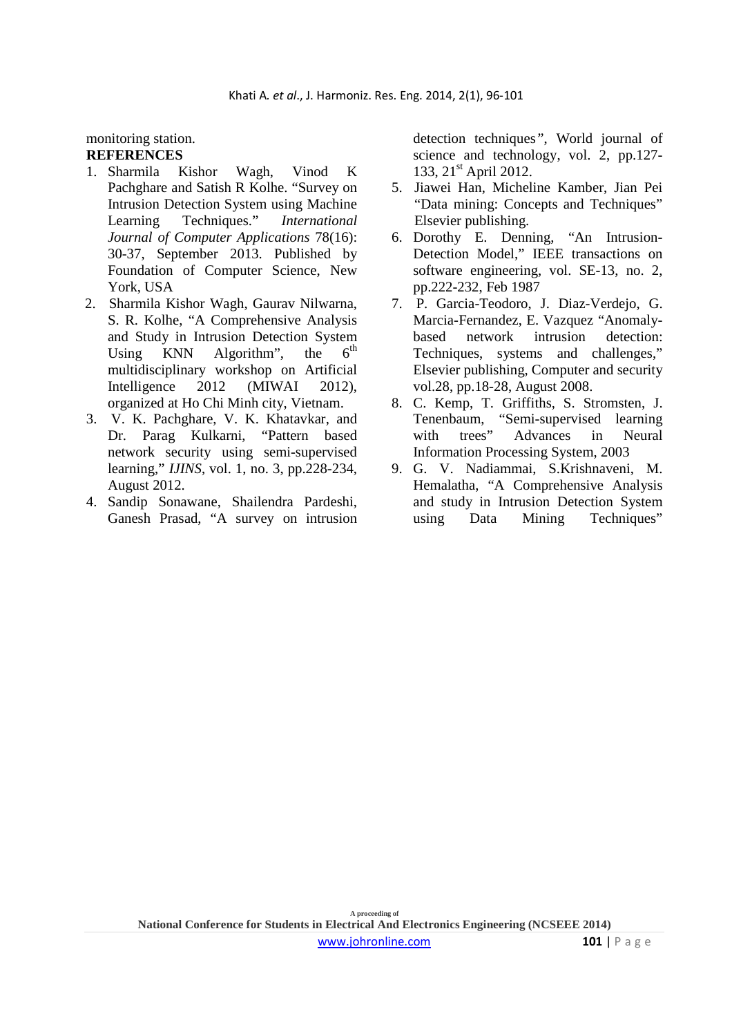monitoring station.

**REFERENCES**

1. Sharmila Kishor Wagh, Vinod K Pachghare and Satish R Kolhe. "Survey on Intrusion Detection System using Machine Learning Techniques." *International Journal of Computer Applications* 78(16): 30-37, September 2013. Published by Foundation of Computer Science, New York, USA
2. Sharmila Kishor Wagh, Gaurav Nilwarna, S. R. Kolhe, "A Comprehensive Analysis and Study in Intrusion Detection System Using KNN Algorithm", the 6th multidisciplinary workshop on Artificial Intelligence 2012 (MIWAI 2012), organized at Ho Chi Minh city, Vietnam.
3. V. K. Pachghare, V. K. Khatavkar, and Dr. Parag Kulkarni, "Pattern based network security using semi-supervised learning," *IJINS*, vol. 1, no. 3, pp.228-234, August 2012.
4. Sandip Sonawane, Shailendra Pardeshi, Ganesh Prasad, "A survey on intrusion detection techniques", World journal of science and technology, vol. 2, pp.127-133, 21st April 2012.
5. Jiawei Han, Micheline Kamber, Jian Pei "Data mining: Concepts and Techniques" Elsevier publishing.
6. Dorothy E. Denning, "An Intrusion-Detection Model," IEEE transactions on software engineering, vol. SE-13, no. 2, pp.222-232, Feb 1987
7. P. Garcia-Teodoro, J. Diaz-Verdejo, G. Marcia-Fernandez, E. Vazquez "Anomaly-based network intrusion detection: Techniques, systems and challenges," Elsevier publishing, Computer and security vol.28, pp.18-28, August 2008.
8. C. Kemp, T. Griffiths, S. Stromsten, J. Tenenbaum, "Semi-supervised learning with trees" Advances in Neural Information Processing System, 2003
9. G. V. Nadiammai, S.Krishnaveni, M. Hemalatha, "A Comprehensive Analysis and study in Intrusion Detection System using Data Mining Techniques"